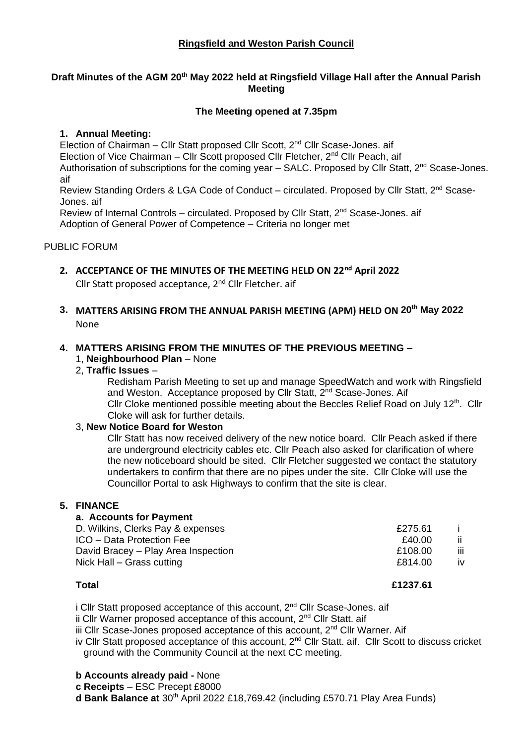**Ringsfield and Weston Parish Council**

**Draft Minutes of the AGM 20th May 2022 held at Ringsfield Village Hall after the Annual Parish Meeting**

**The Meeting opened at 7.35pm**

1. **Annual Meeting:**

Election of Chairman – Cllr Statt proposed Cllr Scott, 2nd Cllr Scase-Jones. aif
Election of Vice Chairman – Cllr Scott proposed Cllr Fletcher, 2nd Cllr Peach, aif
Authorisation of subscriptions for the coming year – SALC. Proposed by Cllr Statt, 2nd Scase-Jones. aif
Review Standing Orders & LGA Code of Conduct – circulated. Proposed by Cllr Statt, 2nd Scase-Jones. aif
Review of Internal Controls – circulated. Proposed by Cllr Statt, 2nd Scase-Jones. aif
Adoption of General Power of Competence – Criteria no longer met

PUBLIC FORUM

2. **ACCEPTANCE OF THE MINUTES OF THE MEETING HELD ON 22nd April 2022**

Cllr Statt proposed acceptance, 2nd Cllr Fletcher. aif

3. **MATTERS ARISING FROM THE ANNUAL PARISH MEETING (APM) HELD ON 20th May 2022**

None

4. **MATTERS ARISING FROM THE MINUTES OF THE PREVIOUS MEETING –**

1, **Neighbourhood Plan** – None

2, **Traffic Issues** –

Redisham Parish Meeting to set up and manage SpeedWatch and work with Ringsfield and Weston. Acceptance proposed by Cllr Statt, 2nd Scase-Jones. Aif
Cllr Cloke mentioned possible meeting about the Beccles Relief Road on July 12th. Cllr Cloke will ask for further details.

3, **New Notice Board for Weston**

Cllr Statt has now received delivery of the new notice board. Cllr Peach asked if there are underground electricity cables etc. Cllr Peach also asked for clarification of where the new noticeboard should be sited. Cllr Fletcher suggested we contact the statutory undertakers to confirm that there are no pipes under the site. Cllr Cloke will use the Councillor Portal to ask Highways to confirm that the site is clear.

5. **FINANCE**

**a. Accounts for Payment**

| | | |
|---|---|---|
| D. Wilkins, Clerks Pay & expenses | £275.61 | i |
| ICO – Data Protection Fee | £40.00 | ii |
| David Bracey – Play Area Inspection | £108.00 | iii |
| Nick Hall – Grass cutting | £814.00 | iv |
| **Total** | **£1237.61** | |

i Cllr Statt proposed acceptance of this account, 2nd Cllr Scase-Jones. aif
ii Cllr Warner proposed acceptance of this account, 2nd Cllr Statt. aif
iii Cllr Scase-Jones proposed acceptance of this account, 2nd Cllr Warner. Aif
iv Cllr Statt proposed acceptance of this account, 2nd Cllr Statt. aif. Cllr Scott to discuss cricket ground with the Community Council at the next CC meeting.

**b Accounts already paid -** None
**c Receipts** – ESC Precept £8000
**d Bank Balance at** 30th April 2022 £18,769.42 (including £570.71 Play Area Funds)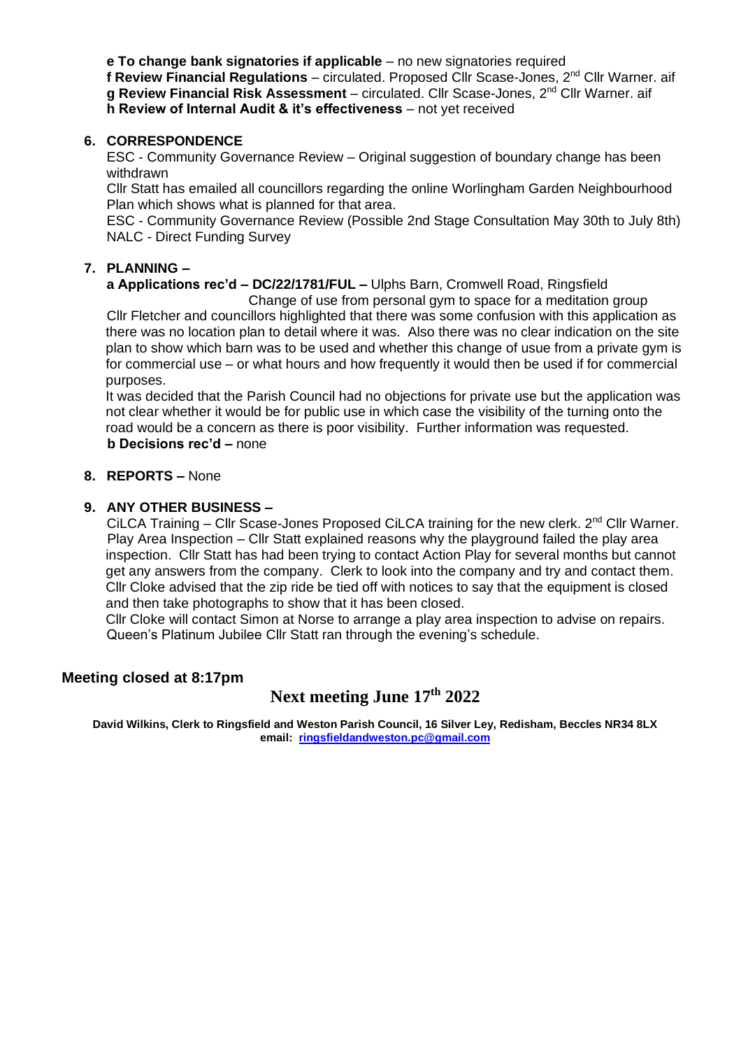**e To change bank signatories if applicable** – no new signatories required
**f Review Financial Regulations** – circulated. Proposed Cllr Scase-Jones, 2nd Cllr Warner. aif
**g Review Financial Risk Assessment** – circulated. Cllr Scase-Jones, 2nd Cllr Warner. aif
**h Review of Internal Audit & it's effectiveness** – not yet received

### 6. CORRESPONDENCE

ESC - Community Governance Review – Original suggestion of boundary change has been withdrawn

Cllr Statt has emailed all councillors regarding the online Worlingham Garden Neighbourhood Plan which shows what is planned for that area.

ESC - Community Governance Review (Possible 2nd Stage Consultation May 30th to July 8th)
NALC - Direct Funding Survey

### 7. PLANNING –

**a Applications rec'd – DC/22/1781/FUL –** Ulphs Barn, Cromwell Road, Ringsfield
Change of use from personal gym to space for a meditation group

Cllr Fletcher and councillors highlighted that there was some confusion with this application as there was no location plan to detail where it was. Also there was no clear indication on the site plan to show which barn was to be used and whether this change of usue from a private gym is for commercial use – or what hours and how frequently it would then be used if for commercial purposes.

It was decided that the Parish Council had no objections for private use but the application was not clear whether it would be for public use in which case the visibility of the turning onto the road would be a concern as there is poor visibility. Further information was requested.

**b Decisions rec'd –** none

### 8. REPORTS – None

### 9. ANY OTHER BUSINESS –

CiLCA Training – Cllr Scase-Jones Proposed CiLCA training for the new clerk. 2nd Cllr Warner.
Play Area Inspection – Cllr Statt explained reasons why the playground failed the play area inspection. Cllr Statt has had been trying to contact Action Play for several months but cannot get any answers from the company. Clerk to look into the company and try and contact them. Cllr Cloke advised that the zip ride be tied off with notices to say that the equipment is closed and then take photographs to show that it has been closed.

Cllr Cloke will contact Simon at Norse to arrange a play area inspection to advise on repairs.
Queen's Platinum Jubilee Cllr Statt ran through the evening's schedule.

**Meeting closed at 8:17pm**

## Next meeting June 17th 2022

**David Wilkins, Clerk to Ringsfield and Weston Parish Council, 16 Silver Ley, Redisham, Beccles NR34 8LX**
**email: ringsfieldandweston.pc@gmail.com**